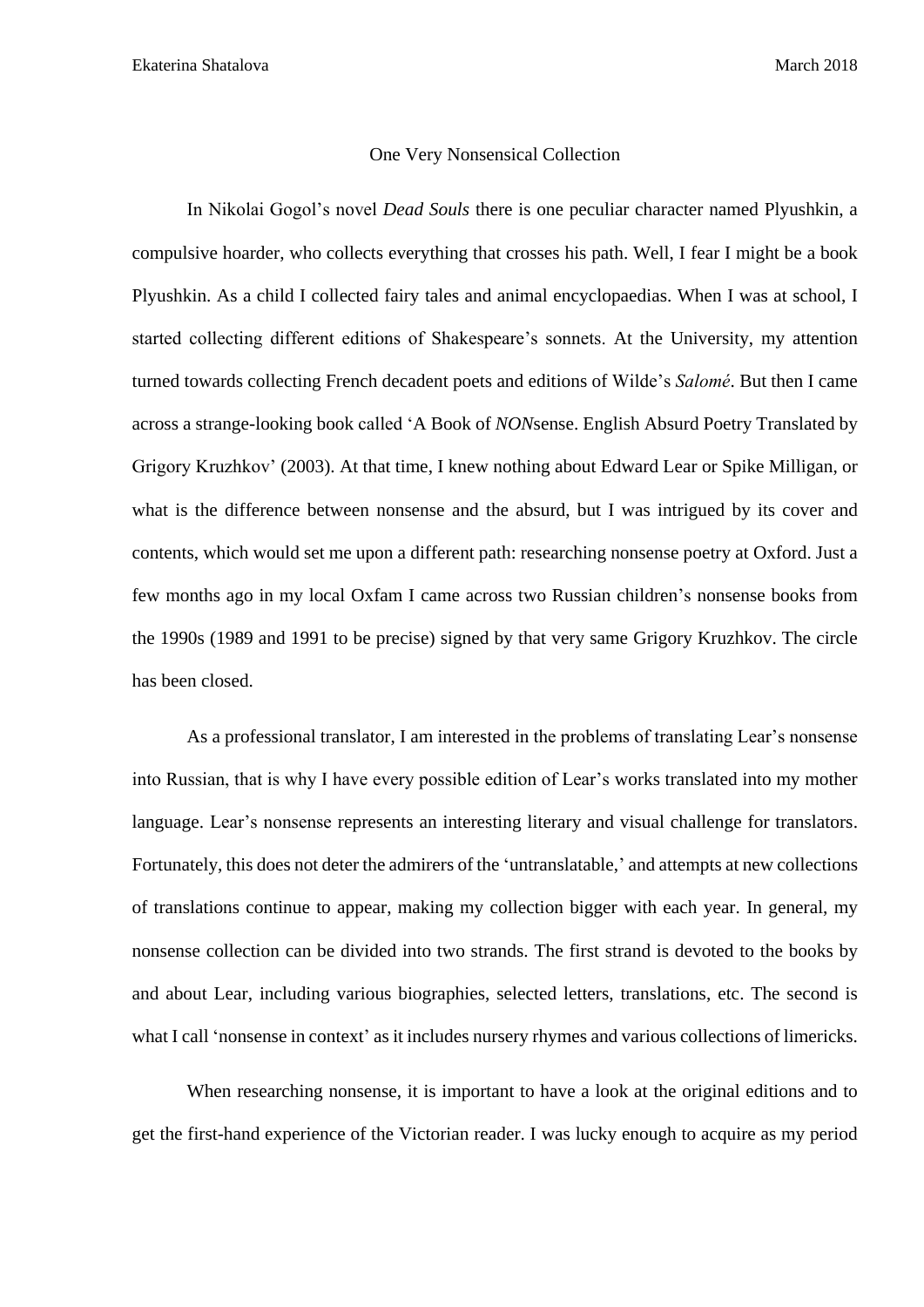Ekaterina Shatalova March 2018

# One Very Nonsensical Collection

In Nikolai Gogol's novel *Dead Souls* there is one peculiar character named Plyushkin, a compulsive hoarder, who collects everything that crosses his path. Well, I fear I might be a book Plyushkin. As a child I collected fairy tales and animal encyclopaedias. When I was at school, I started collecting different editions of Shakespeare's sonnets. At the University, my attention turned towards collecting French decadent poets and editions of Wilde's *Salomé*. But then I came across a strange-looking book called 'A Book of *NON*sense. English Absurd Poetry Translated by Grigory Kruzhkov' (2003). At that time, I knew nothing about Edward Lear or Spike Milligan, or what is the difference between nonsense and the absurd, but I was intrigued by its cover and contents, which would set me upon a different path: researching nonsense poetry at Oxford. Just a few months ago in my local Oxfam I came across two Russian children's nonsense books from the 1990s (1989 and 1991 to be precise) signed by that very same Grigory Kruzhkov. The circle has been closed.

As a professional translator, I am interested in the problems of translating Lear's nonsense into Russian, that is why I have every possible edition of Lear's works translated into my mother language. Lear's nonsense represents an interesting literary and visual challenge for translators. Fortunately, this does not deter the admirers of the 'untranslatable,' and attempts at new collections of translations continue to appear, making my collection bigger with each year. In general, my nonsense collection can be divided into two strands. The first strand is devoted to the books by and about Lear, including various biographies, selected letters, translations, etc. The second is what I call 'nonsense in context' as it includes nursery rhymes and various collections of limericks.

When researching nonsense, it is important to have a look at the original editions and to get the first-hand experience of the Victorian reader. I was lucky enough to acquire as my period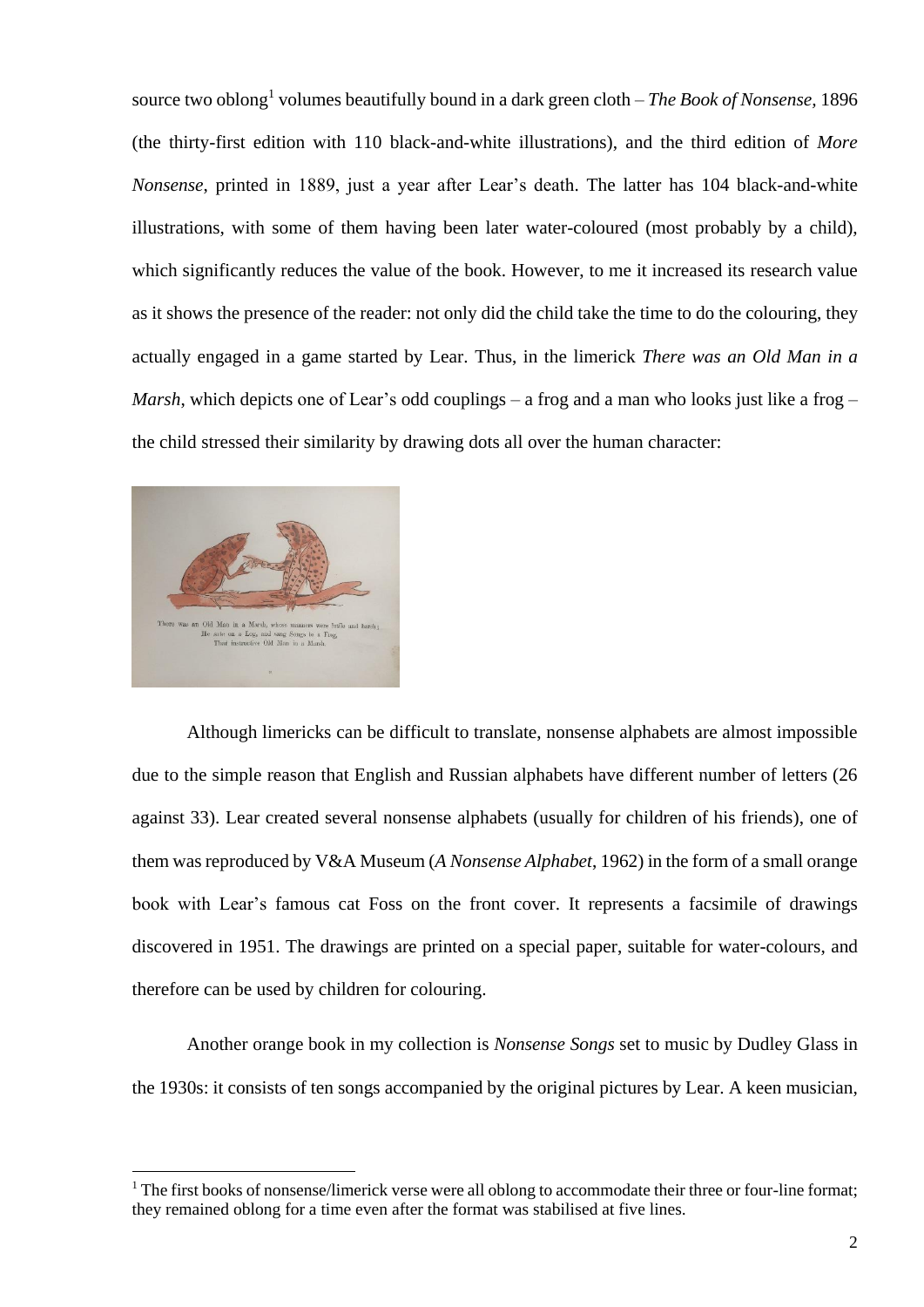source two oblong[1] volumes beautifully bound in a dark green cloth – *The Book of Nonsense*, 1896 (the thirty-first edition with 110 black-and-white illustrations), and the third edition of *More Nonsense*, printed in 1889, just a year after Lear's death. The latter has 104 black-and-white illustrations, with some of them having been later water-coloured (most probably by a child), which significantly reduces the value of the book. However, to me it increased its research value as it shows the presence of the reader: not only did the child take the time to do the colouring, they actually engaged in a game started by Lear. Thus, in the limerick *There was an Old Man in a Marsh*, which depicts one of Lear's odd couplings – a frog and a man who looks just like a frog – the child stressed their similarity by drawing dots all over the human character:

Although limericks can be difficult to translate, nonsense alphabets are almost impossible due to the simple reason that English and Russian alphabets have different number of letters (26 against 33). Lear created several nonsense alphabets (usually for children of his friends), one of them was reproduced by V&A Museum (*A Nonsense Alphabet*, 1962) in the form of a small orange book with Lear's famous cat Foss on the front cover. It represents a facsimile of drawings discovered in 1951. The drawings are printed on a special paper, suitable for water-colours, and therefore can be used by children for colouring.

Another orange book in my collection is *Nonsense Songs* set to music by Dudley Glass in the 1930s: it consists of ten songs accompanied by the original pictures by Lear. A keen musician,

[1] The first books of nonsense/limerick verse were all oblong to accommodate their three or four-line format; they remained oblong for a time even after the format was stabilised at five lines.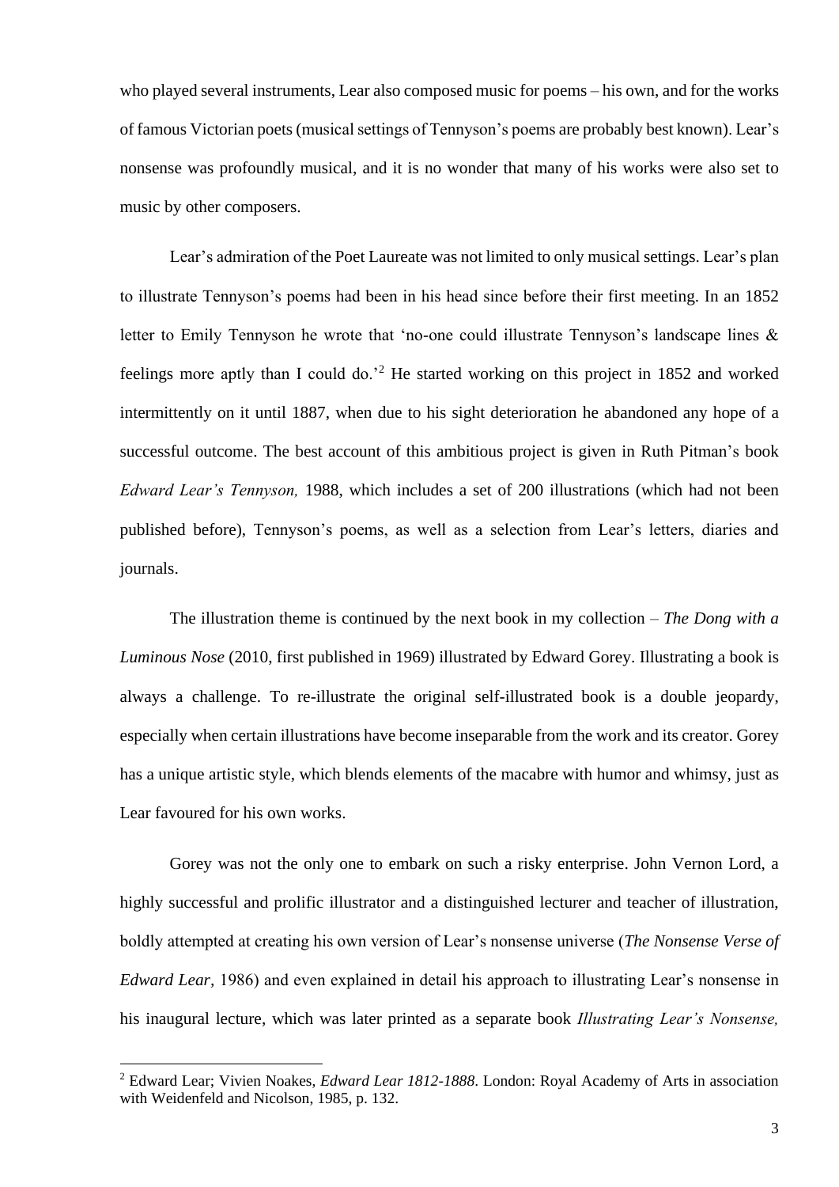who played several instruments, Lear also composed music for poems – his own, and for the works of famous Victorian poets (musical settings of Tennyson's poems are probably best known). Lear's nonsense was profoundly musical, and it is no wonder that many of his works were also set to music by other composers.

Lear's admiration of the Poet Laureate was not limited to only musical settings. Lear's plan to illustrate Tennyson's poems had been in his head since before their first meeting. In an 1852 letter to Emily Tennyson he wrote that 'no-one could illustrate Tennyson's landscape lines & feelings more aptly than I could do.'[2] He started working on this project in 1852 and worked intermittently on it until 1887, when due to his sight deterioration he abandoned any hope of a successful outcome. The best account of this ambitious project is given in Ruth Pitman's book *Edward Lear's Tennyson,* 1988, which includes a set of 200 illustrations (which had not been published before), Tennyson's poems, as well as a selection from Lear's letters, diaries and journals.

The illustration theme is continued by the next book in my collection – *The Dong with a Luminous Nose* (2010, first published in 1969) illustrated by Edward Gorey. Illustrating a book is always a challenge. To re-illustrate the original self-illustrated book is a double jeopardy, especially when certain illustrations have become inseparable from the work and its creator. Gorey has a unique artistic style, which blends elements of the macabre with humor and whimsy, just as Lear favoured for his own works.

Gorey was not the only one to embark on such a risky enterprise. John Vernon Lord, a highly successful and prolific illustrator and a distinguished lecturer and teacher of illustration, boldly attempted at creating his own version of Lear's nonsense universe (*The Nonsense Verse of Edward Lear*, 1986) and even explained in detail his approach to illustrating Lear's nonsense in his inaugural lecture, which was later printed as a separate book *Illustrating Lear's Nonsense,*

[2] Edward Lear; Vivien Noakes, *Edward Lear 1812-1888*. London: Royal Academy of Arts in association with Weidenfeld and Nicolson, 1985, p. 132.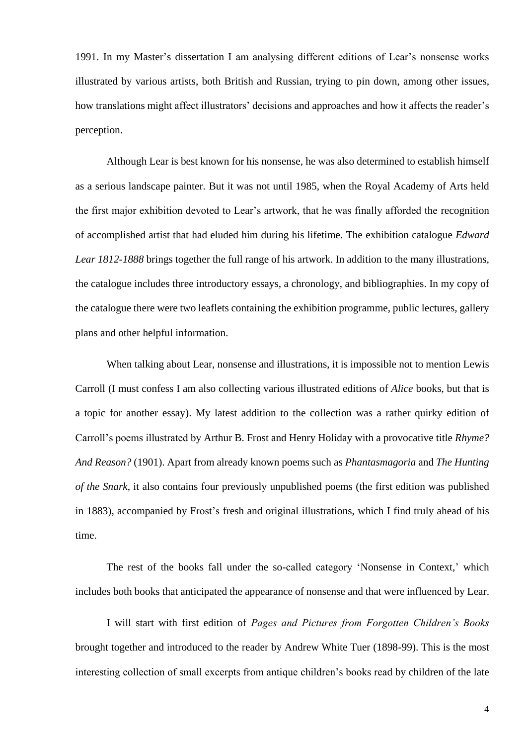1991. In my Master's dissertation I am analysing different editions of Lear's nonsense works illustrated by various artists, both British and Russian, trying to pin down, among other issues, how translations might affect illustrators' decisions and approaches and how it affects the reader's perception.

Although Lear is best known for his nonsense, he was also determined to establish himself as a serious landscape painter. But it was not until 1985, when the Royal Academy of Arts held the first major exhibition devoted to Lear's artwork, that he was finally afforded the recognition of accomplished artist that had eluded him during his lifetime. The exhibition catalogue *Edward Lear 1812-1888* brings together the full range of his artwork. In addition to the many illustrations, the catalogue includes three introductory essays, a chronology, and bibliographies. In my copy of the catalogue there were two leaflets containing the exhibition programme, public lectures, gallery plans and other helpful information.

When talking about Lear, nonsense and illustrations, it is impossible not to mention Lewis Carroll (I must confess I am also collecting various illustrated editions of *Alice* books, but that is a topic for another essay). My latest addition to the collection was a rather quirky edition of Carroll's poems illustrated by Arthur B. Frost and Henry Holiday with a provocative title *Rhyme? And Reason?* (1901). Apart from already known poems such as *Phantasmagoria* and *The Hunting of the Snark*, it also contains four previously unpublished poems (the first edition was published in 1883), accompanied by Frost's fresh and original illustrations, which I find truly ahead of his time.

The rest of the books fall under the so-called category 'Nonsense in Context,' which includes both books that anticipated the appearance of nonsense and that were influenced by Lear.

I will start with first edition of *Pages and Pictures from Forgotten Children's Books* brought together and introduced to the reader by Andrew White Tuer (1898-99). This is the most interesting collection of small excerpts from antique children's books read by children of the late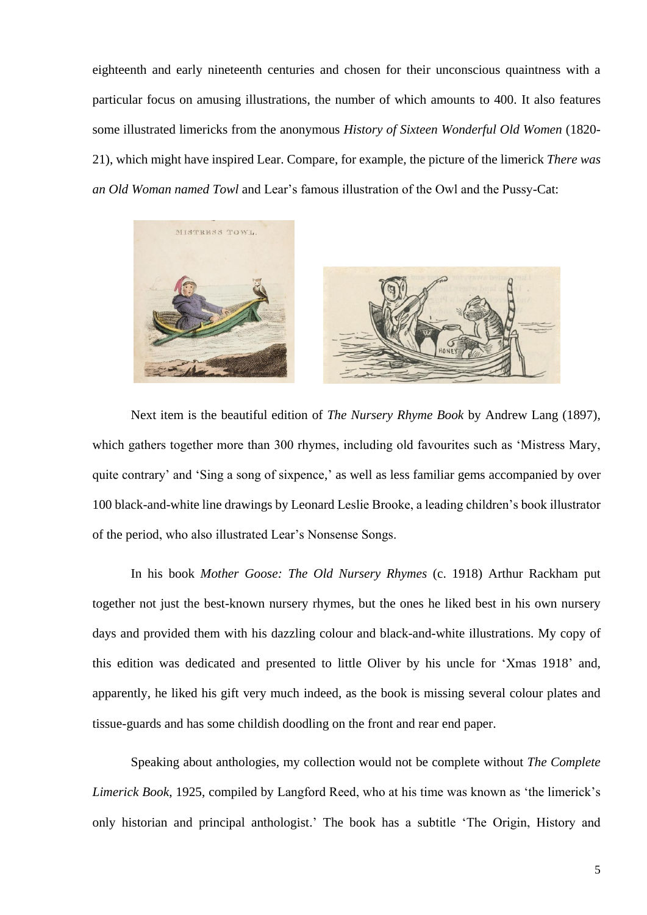eighteenth and early nineteenth centuries and chosen for their unconscious quaintness with a particular focus on amusing illustrations, the number of which amounts to 400. It also features some illustrated limericks from the anonymous *History of Sixteen Wonderful Old Women* (1820-21), which might have inspired Lear. Compare, for example, the picture of the limerick *There was an Old Woman named Towl* and Lear's famous illustration of the Owl and the Pussy-Cat:

Next item is the beautiful edition of *The Nursery Rhyme Book* by Andrew Lang (1897), which gathers together more than 300 rhymes, including old favourites such as 'Mistress Mary, quite contrary' and 'Sing a song of sixpence,' as well as less familiar gems accompanied by over 100 black-and-white line drawings by Leonard Leslie Brooke, a leading children's book illustrator of the period, who also illustrated Lear's Nonsense Songs.

In his book *Mother Goose: The Old Nursery Rhymes* (c. 1918) Arthur Rackham put together not just the best-known nursery rhymes, but the ones he liked best in his own nursery days and provided them with his dazzling colour and black-and-white illustrations. My copy of this edition was dedicated and presented to little Oliver by his uncle for 'Xmas 1918' and, apparently, he liked his gift very much indeed, as the book is missing several colour plates and tissue-guards and has some childish doodling on the front and rear end paper.

Speaking about anthologies, my collection would not be complete without *The Complete Limerick Book*, 1925, compiled by Langford Reed, who at his time was known as 'the limerick's only historian and principal anthologist.' The book has a subtitle 'The Origin, History and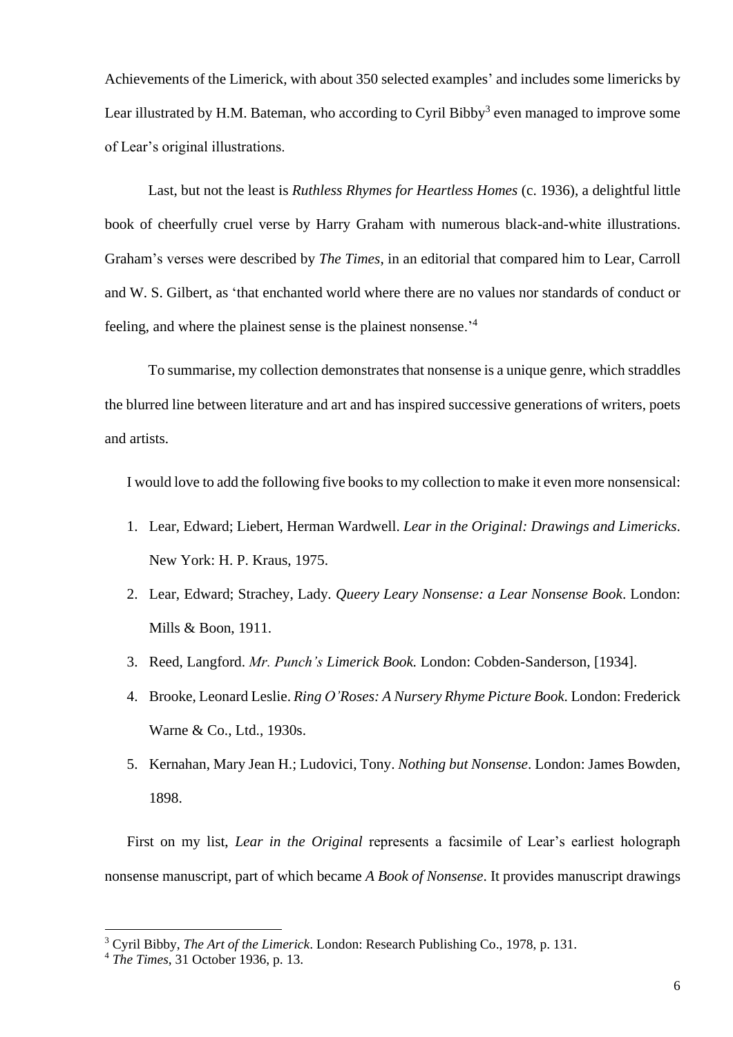Achievements of the Limerick, with about 350 selected examples' and includes some limericks by Lear illustrated by H.M. Bateman, who according to Cyril Bibby[3] even managed to improve some of Lear's original illustrations.

Last, but not the least is *Ruthless Rhymes for Heartless Homes* (c. 1936), a delightful little book of cheerfully cruel verse by Harry Graham with numerous black-and-white illustrations. Graham's verses were described by *The Times*, in an editorial that compared him to Lear, Carroll and W. S. Gilbert, as 'that enchanted world where there are no values nor standards of conduct or feeling, and where the plainest sense is the plainest nonsense.'[4]

To summarise, my collection demonstrates that nonsense is a unique genre, which straddles the blurred line between literature and art and has inspired successive generations of writers, poets and artists.

I would love to add the following five books to my collection to make it even more nonsensical:

1. Lear, Edward; Liebert, Herman Wardwell. *Lear in the Original: Drawings and Limericks*. New York: H. P. Kraus, 1975.
2. Lear, Edward; Strachey, Lady. *Queery Leary Nonsense: a Lear Nonsense Book*. London: Mills & Boon, 1911.
3. Reed, Langford. *Mr. Punch's Limerick Book.* London: Cobden-Sanderson, [1934].
4. Brooke, Leonard Leslie. *Ring O'Roses: A Nursery Rhyme Picture Book.* London: Frederick Warne & Co., Ltd., 1930s.
5. Kernahan, Mary Jean H.; Ludovici, Tony. *Nothing but Nonsense*. London: James Bowden, 1898.

First on my list, *Lear in the Original* represents a facsimile of Lear's earliest holograph nonsense manuscript, part of which became *A Book of Nonsense*. It provides manuscript drawings

---

[3] Cyril Bibby, *The Art of the Limerick*. London: Research Publishing Co., 1978, p. 131.

[4] *The Times*, 31 October 1936, p. 13.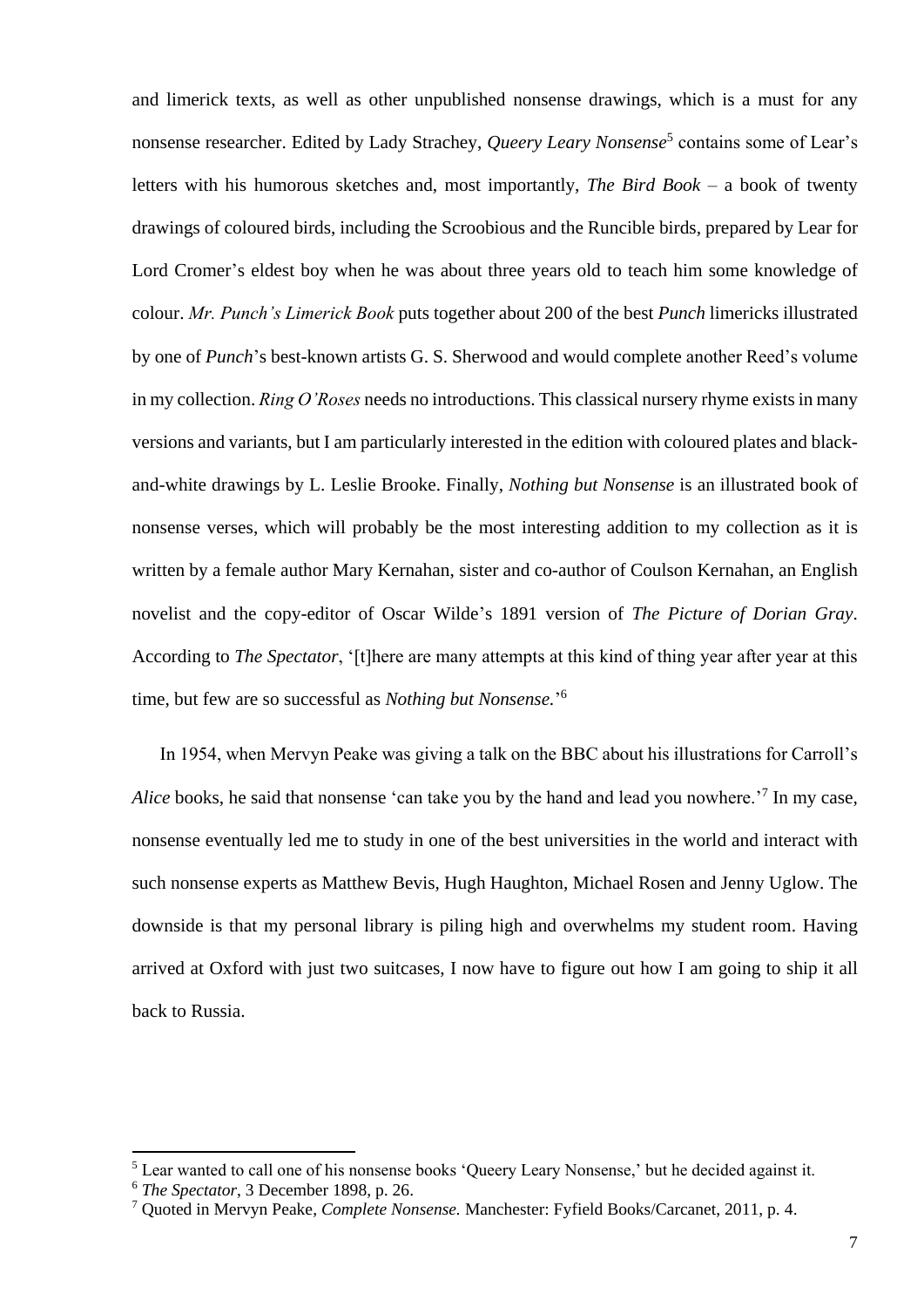and limerick texts, as well as other unpublished nonsense drawings, which is a must for any nonsense researcher. Edited by Lady Strachey, *Queery Leary Nonsense*[5] contains some of Lear's letters with his humorous sketches and, most importantly, *The Bird Book* – a book of twenty drawings of coloured birds, including the Scroobious and the Runcible birds, prepared by Lear for Lord Cromer's eldest boy when he was about three years old to teach him some knowledge of colour. *Mr. Punch's Limerick Book* puts together about 200 of the best *Punch* limericks illustrated by one of *Punch*'s best-known artists G. S. Sherwood and would complete another Reed's volume in my collection. *Ring O'Roses* needs no introductions. This classical nursery rhyme exists in many versions and variants, but I am particularly interested in the edition with coloured plates and black-and-white drawings by L. Leslie Brooke. Finally, *Nothing but Nonsense* is an illustrated book of nonsense verses, which will probably be the most interesting addition to my collection as it is written by a female author Mary Kernahan, sister and co-author of Coulson Kernahan, an English novelist and the copy-editor of Oscar Wilde's 1891 version of *The Picture of Dorian Gray*. According to *The Spectator*, '[t]here are many attempts at this kind of thing year after year at this time, but few are so successful as *Nothing but Nonsense.*'[6]

In 1954, when Mervyn Peake was giving a talk on the BBC about his illustrations for Carroll's *Alice* books, he said that nonsense 'can take you by the hand and lead you nowhere.'[7] In my case, nonsense eventually led me to study in one of the best universities in the world and interact with such nonsense experts as Matthew Bevis, Hugh Haughton, Michael Rosen and Jenny Uglow. The downside is that my personal library is piling high and overwhelms my student room. Having arrived at Oxford with just two suitcases, I now have to figure out how I am going to ship it all back to Russia.

---

[5] Lear wanted to call one of his nonsense books 'Queery Leary Nonsense,' but he decided against it.

[6] *The Spectator*, 3 December 1898, p. 26.

[7] Quoted in Mervyn Peake, *Complete Nonsense.* Manchester: Fyfield Books/Carcanet, 2011, p. 4.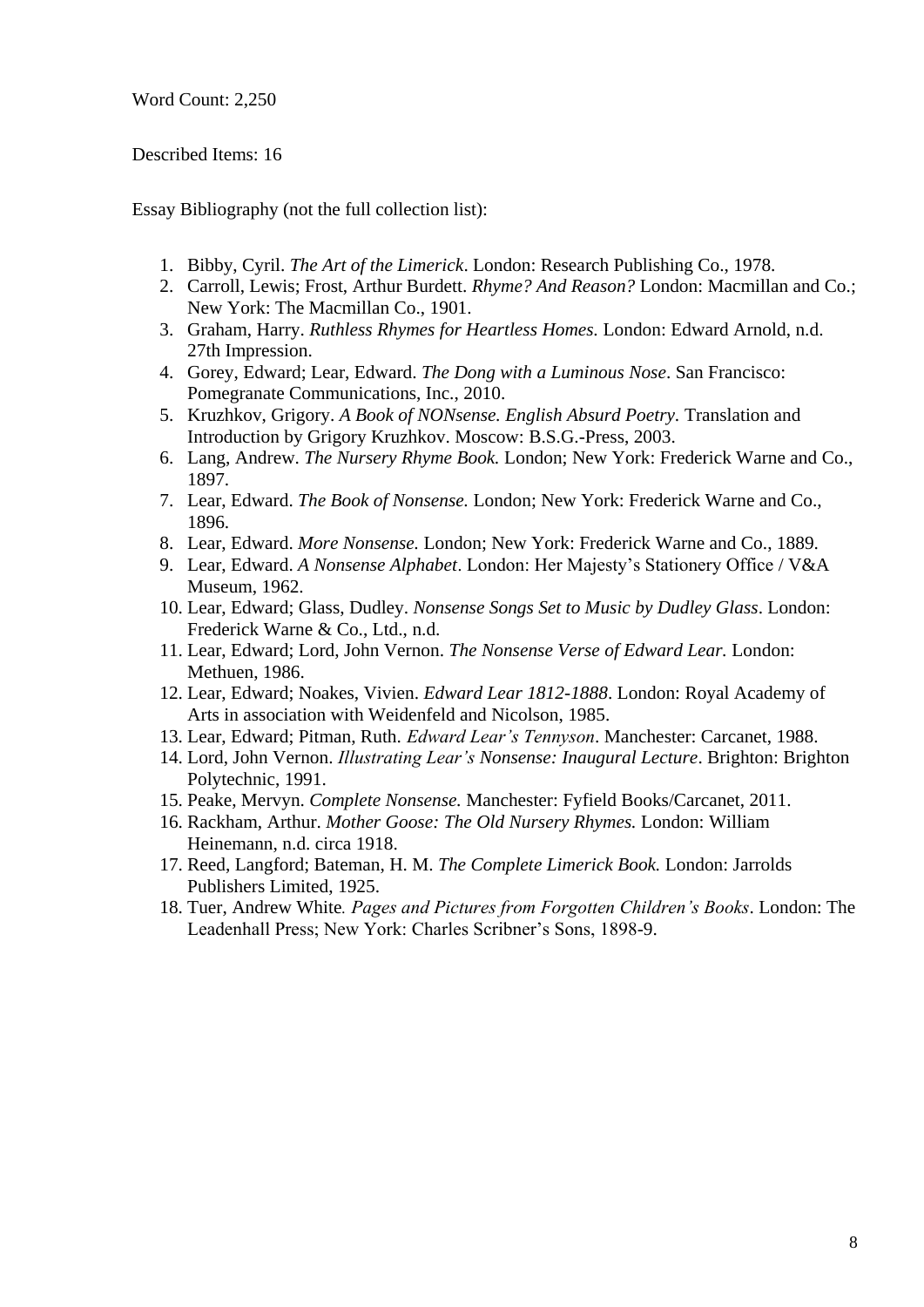Word Count: 2,250

Described Items: 16

Essay Bibliography (not the full collection list):

1. Bibby, Cyril. *The Art of the Limerick*. London: Research Publishing Co., 1978.
2. Carroll, Lewis; Frost, Arthur Burdett. *Rhyme? And Reason?* London: Macmillan and Co.; New York: The Macmillan Co., 1901.
3. Graham, Harry. *Ruthless Rhymes for Heartless Homes.* London: Edward Arnold, n.d. 27th Impression.
4. Gorey, Edward; Lear, Edward. *The Dong with a Luminous Nose*. San Francisco: Pomegranate Communications, Inc., 2010.
5. Kruzhkov, Grigory. *A Book of NONsense. English Absurd Poetry.* Translation and Introduction by Grigory Kruzhkov. Moscow: B.S.G.-Press, 2003.
6. Lang, Andrew. *The Nursery Rhyme Book.* London; New York: Frederick Warne and Co., 1897.
7. Lear, Edward. *The Book of Nonsense.* London; New York: Frederick Warne and Co., 1896.
8. Lear, Edward. *More Nonsense.* London; New York: Frederick Warne and Co., 1889.
9. Lear, Edward. *A Nonsense Alphabet*. London: Her Majesty's Stationery Office / V&A Museum, 1962.
10. Lear, Edward; Glass, Dudley. *Nonsense Songs Set to Music by Dudley Glass*. London: Frederick Warne & Co., Ltd., n.d.
11. Lear, Edward; Lord, John Vernon. *The Nonsense Verse of Edward Lear.* London: Methuen, 1986.
12. Lear, Edward; Noakes, Vivien. *Edward Lear 1812-1888*. London: Royal Academy of Arts in association with Weidenfeld and Nicolson, 1985.
13. Lear, Edward; Pitman, Ruth. *Edward Lear's Tennyson*. Manchester: Carcanet, 1988.
14. Lord, John Vernon. *Illustrating Lear's Nonsense: Inaugural Lecture*. Brighton: Brighton Polytechnic, 1991.
15. Peake, Mervyn. *Complete Nonsense.* Manchester: Fyfield Books/Carcanet, 2011.
16. Rackham, Arthur. *Mother Goose: The Old Nursery Rhymes.* London: William Heinemann, n.d. circa 1918.
17. Reed, Langford; Bateman, H. M. *The Complete Limerick Book.* London: Jarrolds Publishers Limited, 1925.
18. Tuer, Andrew White*. Pages and Pictures from Forgotten Children's Books*. London: The Leadenhall Press; New York: Charles Scribner's Sons, 1898-9.